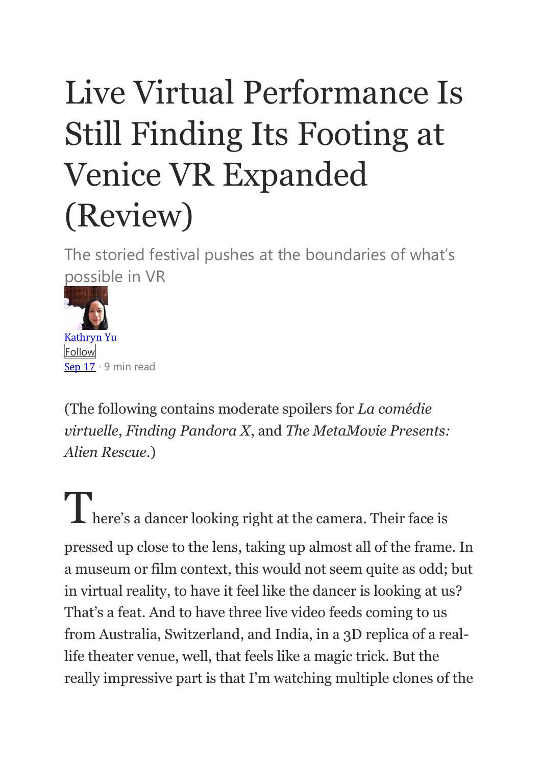# Live Virtual Performance Is Still Finding Its Footing at Venice VR Expanded (Review)

The storied festival pushes at the boundaries of what's possible in VR

Kathryn Yu

Follow

Sep 17 · 9 min read

(The following contains moderate spoilers for *La comédie virtuelle*, *Finding Pandora X*, and *The MetaMovie Presents: Alien Rescue*.)

There's a dancer looking right at the camera. Their face is pressed up close to the lens, taking up almost all of the frame. In a museum or film context, this would not seem quite as odd; but in virtual reality, to have it feel like the dancer is looking at us? That's a feat. And to have three live video feeds coming to us from Australia, Switzerland, and India, in a 3D replica of a real-life theater venue, well, that feels like a magic trick. But the really impressive part is that I'm watching multiple clones of the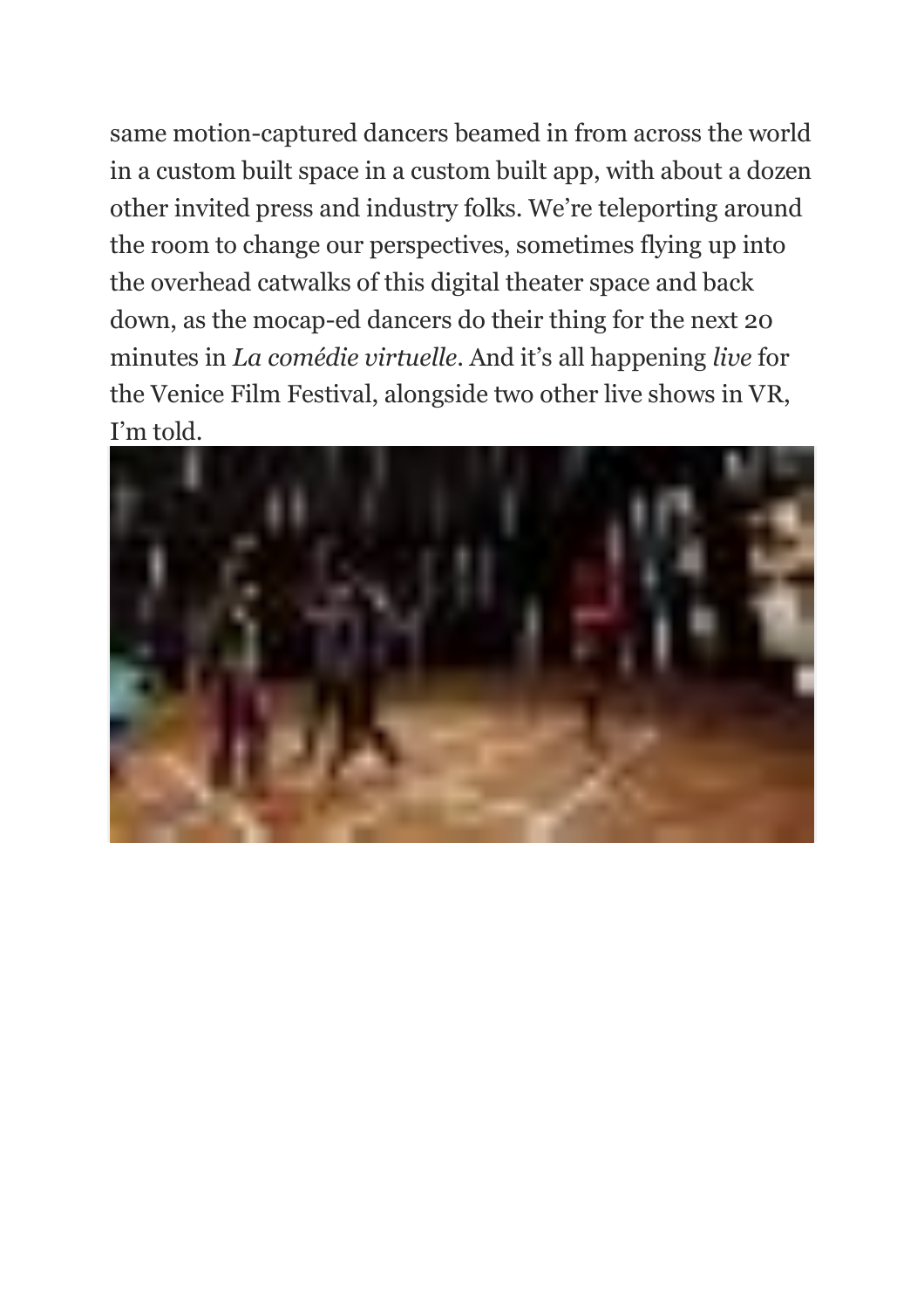same motion-captured dancers beamed in from across the world in a custom built space in a custom built app, with about a dozen other invited press and industry folks. We're teleporting around the room to change our perspectives, sometimes flying up into the overhead catwalks of this digital theater space and back down, as the mocap-ed dancers do their thing for the next 20 minutes in *La comédie virtuelle*. And it's all happening *live* for the Venice Film Festival, alongside two other live shows in VR, I'm told.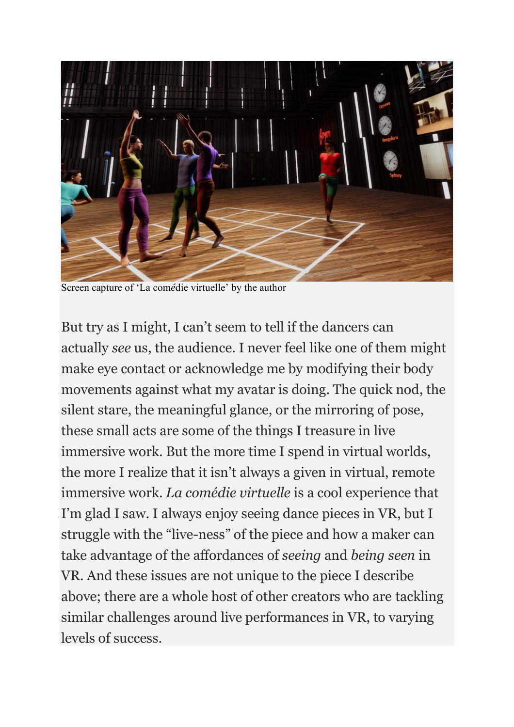Screen capture of ‘La comédie virtuelle’ by the author

But try as I might, I can’t seem to tell if the dancers can actually *see* us, the audience. I never feel like one of them might make eye contact or acknowledge me by modifying their body movements against what my avatar is doing. The quick nod, the silent stare, the meaningful glance, or the mirroring of pose, these small acts are some of the things I treasure in live immersive work. But the more time I spend in virtual worlds, the more I realize that it isn’t always a given in virtual, remote immersive work. *La comédie virtuelle* is a cool experience that I’m glad I saw. I always enjoy seeing dance pieces in VR, but I struggle with the “live-ness” of the piece and how a maker can take advantage of the affordances of *seeing* and *being seen* in VR. And these issues are not unique to the piece I describe above; there are a whole host of other creators who are tackling similar challenges around live performances in VR, to varying levels of success.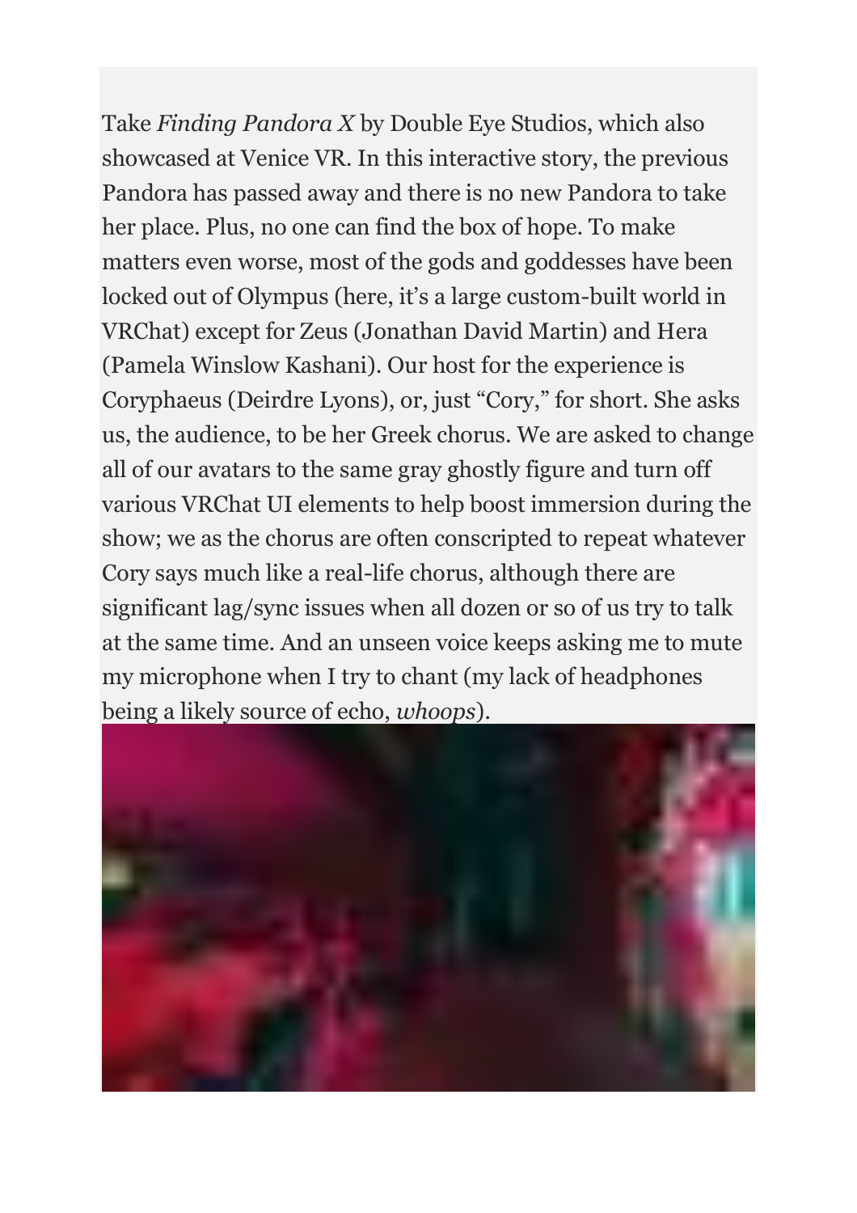Take *Finding Pandora X* by Double Eye Studios, which also showcased at Venice VR. In this interactive story, the previous Pandora has passed away and there is no new Pandora to take her place. Plus, no one can find the box of hope. To make matters even worse, most of the gods and goddesses have been locked out of Olympus (here, it's a large custom-built world in VRChat) except for Zeus (Jonathan David Martin) and Hera (Pamela Winslow Kashani). Our host for the experience is Coryphaeus (Deirdre Lyons), or, just "Cory," for short. She asks us, the audience, to be her Greek chorus. We are asked to change all of our avatars to the same gray ghostly figure and turn off various VRChat UI elements to help boost immersion during the show; we as the chorus are often conscripted to repeat whatever Cory says much like a real-life chorus, although there are significant lag/sync issues when all dozen or so of us try to talk at the same time. And an unseen voice keeps asking me to mute my microphone when I try to chant (my lack of headphones being a likely source of echo, *whoops*).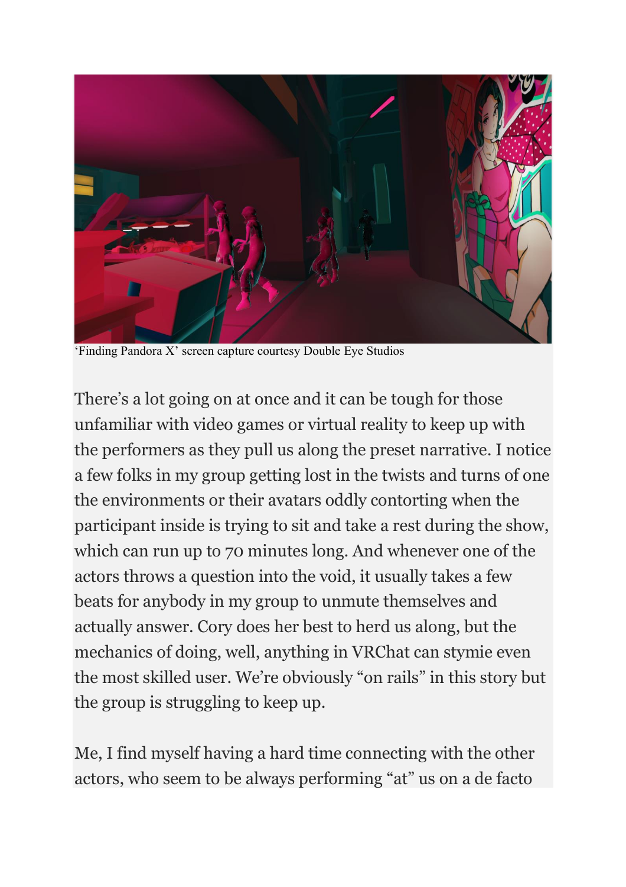'Finding Pandora X' screen capture courtesy Double Eye Studios

There's a lot going on at once and it can be tough for those unfamiliar with video games or virtual reality to keep up with the performers as they pull us along the preset narrative. I notice a few folks in my group getting lost in the twists and turns of one the environments or their avatars oddly contorting when the participant inside is trying to sit and take a rest during the show, which can run up to 70 minutes long. And whenever one of the actors throws a question into the void, it usually takes a few beats for anybody in my group to unmute themselves and actually answer. Cory does her best to herd us along, but the mechanics of doing, well, anything in VRChat can stymie even the most skilled user. We're obviously "on rails" in this story but the group is struggling to keep up.

Me, I find myself having a hard time connecting with the other actors, who seem to be always performing "at" us on a de facto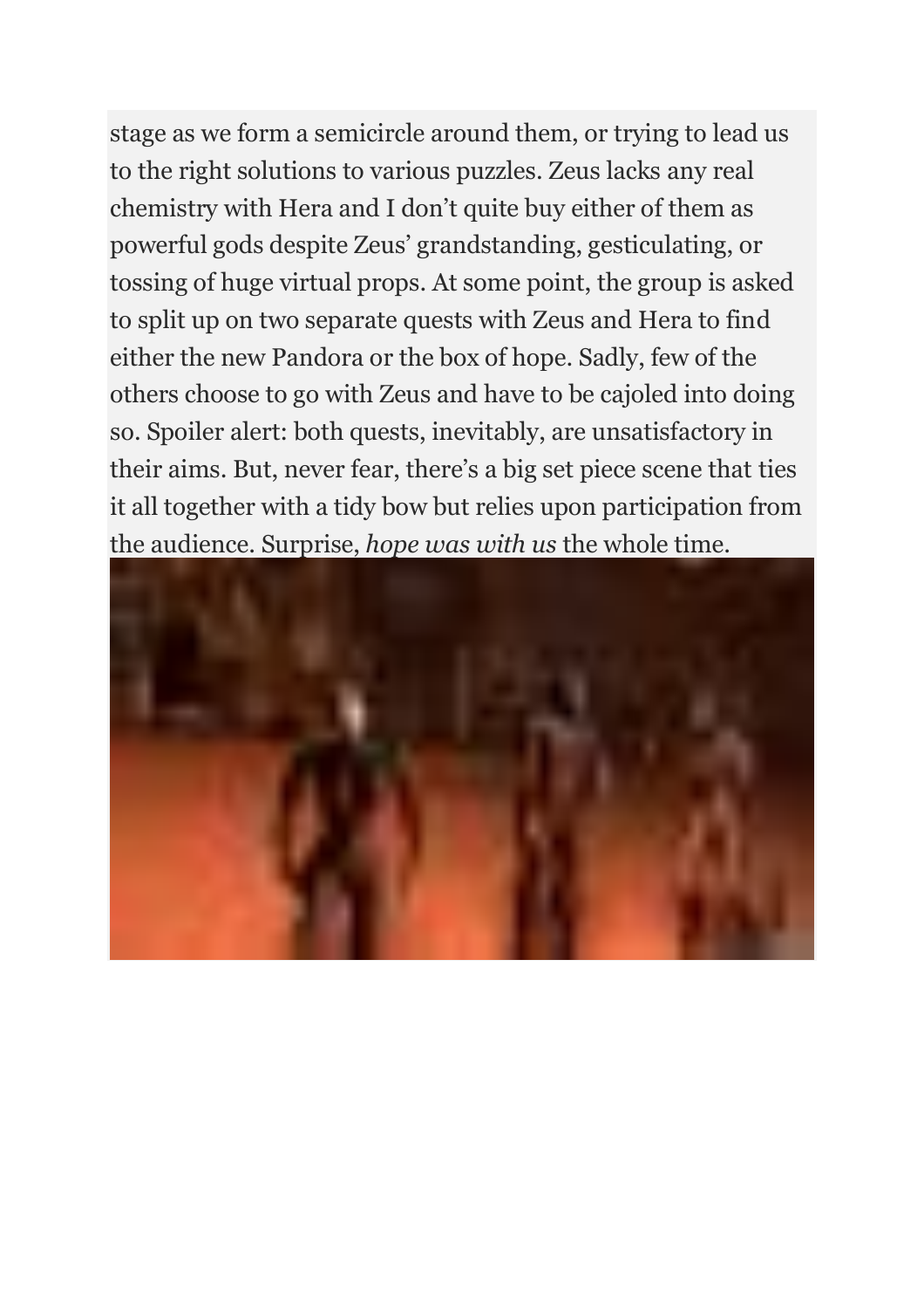stage as we form a semicircle around them, or trying to lead us to the right solutions to various puzzles. Zeus lacks any real chemistry with Hera and I don't quite buy either of them as powerful gods despite Zeus' grandstanding, gesticulating, or tossing of huge virtual props. At some point, the group is asked to split up on two separate quests with Zeus and Hera to find either the new Pandora or the box of hope. Sadly, few of the others choose to go with Zeus and have to be cajoled into doing so. Spoiler alert: both quests, inevitably, are unsatisfactory in their aims. But, never fear, there's a big set piece scene that ties it all together with a tidy bow but relies upon participation from the audience. Surprise, *hope was with us* the whole time.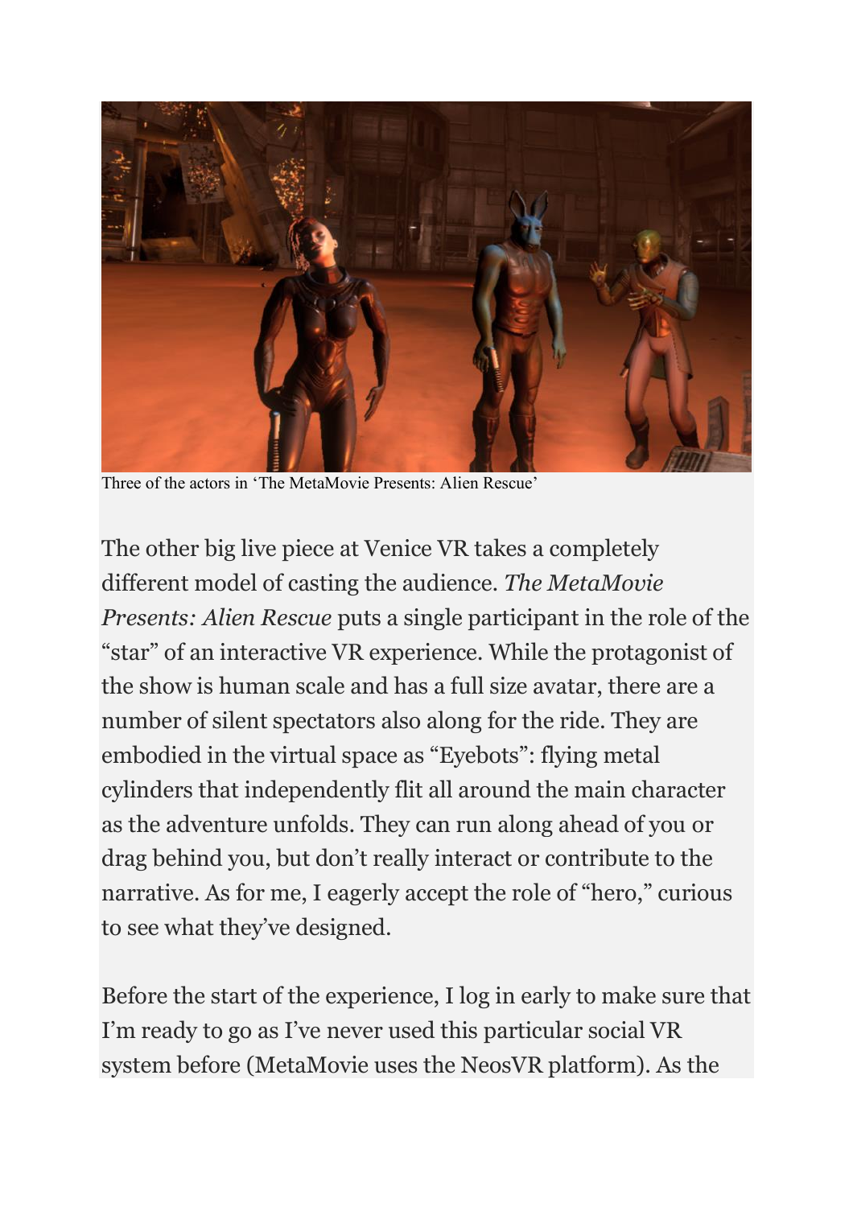Three of the actors in 'The MetaMovie Presents: Alien Rescue'

The other big live piece at Venice VR takes a completely different model of casting the audience. *The MetaMovie Presents: Alien Rescue* puts a single participant in the role of the "star" of an interactive VR experience. While the protagonist of the show is human scale and has a full size avatar, there are a number of silent spectators also along for the ride. They are embodied in the virtual space as "Eyebots": flying metal cylinders that independently flit all around the main character as the adventure unfolds. They can run along ahead of you or drag behind you, but don't really interact or contribute to the narrative. As for me, I eagerly accept the role of "hero," curious to see what they've designed.

Before the start of the experience, I log in early to make sure that I'm ready to go as I've never used this particular social VR system before (MetaMovie uses the NeosVR platform). As the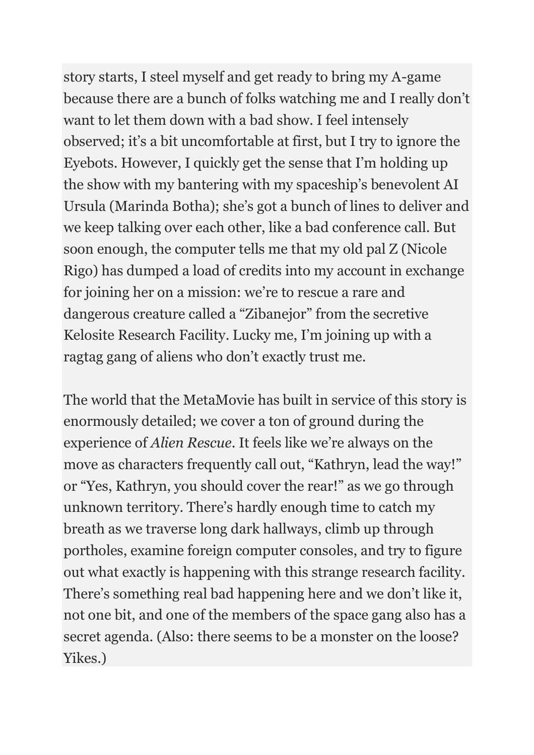story starts, I steel myself and get ready to bring my A-game because there are a bunch of folks watching me and I really don't want to let them down with a bad show. I feel intensely observed; it's a bit uncomfortable at first, but I try to ignore the Eyebots. However, I quickly get the sense that I'm holding up the show with my bantering with my spaceship's benevolent AI Ursula (Marinda Botha); she's got a bunch of lines to deliver and we keep talking over each other, like a bad conference call. But soon enough, the computer tells me that my old pal Z (Nicole Rigo) has dumped a load of credits into my account in exchange for joining her on a mission: we're to rescue a rare and dangerous creature called a "Zibanejor" from the secretive Kelosite Research Facility. Lucky me, I'm joining up with a ragtag gang of aliens who don't exactly trust me.

The world that the MetaMovie has built in service of this story is enormously detailed; we cover a ton of ground during the experience of *Alien Rescue*. It feels like we're always on the move as characters frequently call out, "Kathryn, lead the way!" or "Yes, Kathryn, you should cover the rear!" as we go through unknown territory. There's hardly enough time to catch my breath as we traverse long dark hallways, climb up through portholes, examine foreign computer consoles, and try to figure out what exactly is happening with this strange research facility. There's something real bad happening here and we don't like it, not one bit, and one of the members of the space gang also has a secret agenda. (Also: there seems to be a monster on the loose? Yikes.)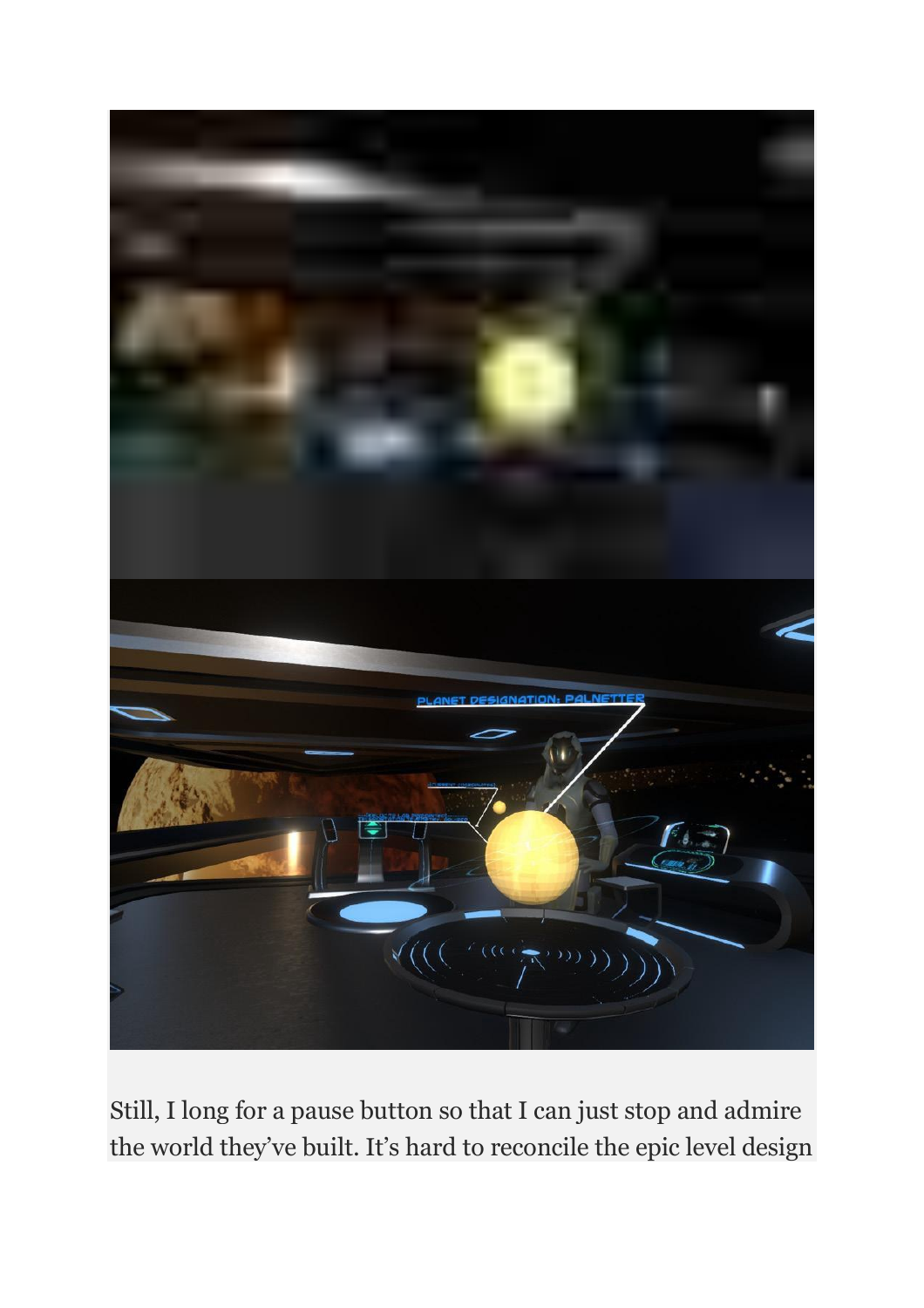Still, I long for a pause button so that I can just stop and admire the world they've built. It's hard to reconcile the epic level design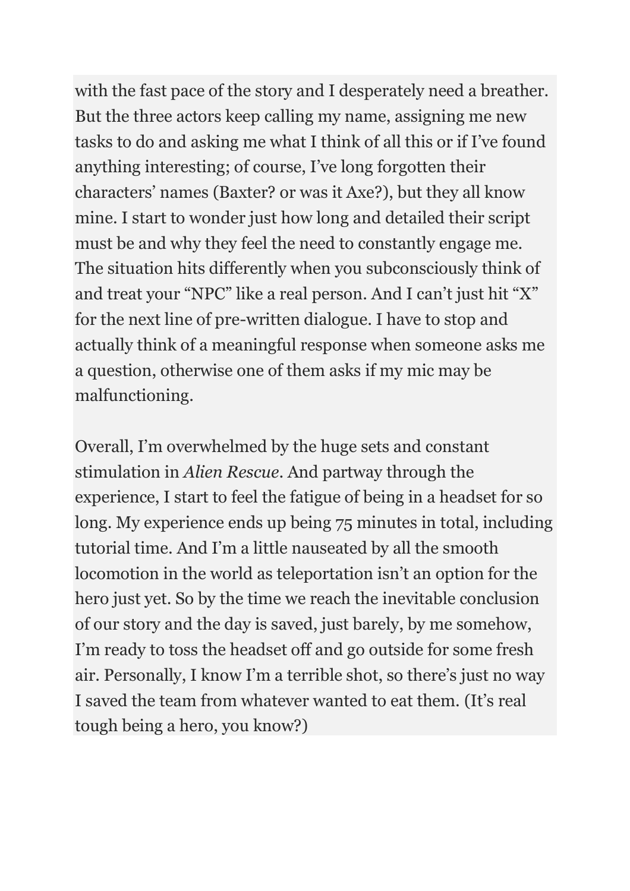with the fast pace of the story and I desperately need a breather. But the three actors keep calling my name, assigning me new tasks to do and asking me what I think of all this or if I've found anything interesting; of course, I've long forgotten their characters' names (Baxter? or was it Axe?), but they all know mine. I start to wonder just how long and detailed their script must be and why they feel the need to constantly engage me. The situation hits differently when you subconsciously think of and treat your "NPC" like a real person. And I can't just hit "X" for the next line of pre-written dialogue. I have to stop and actually think of a meaningful response when someone asks me a question, otherwise one of them asks if my mic may be malfunctioning.

Overall, I'm overwhelmed by the huge sets and constant stimulation in *Alien Rescue*. And partway through the experience, I start to feel the fatigue of being in a headset for so long. My experience ends up being 75 minutes in total, including tutorial time. And I'm a little nauseated by all the smooth locomotion in the world as teleportation isn't an option for the hero just yet. So by the time we reach the inevitable conclusion of our story and the day is saved, just barely, by me somehow, I'm ready to toss the headset off and go outside for some fresh air. Personally, I know I'm a terrible shot, so there's just no way I saved the team from whatever wanted to eat them. (It's real tough being a hero, you know?)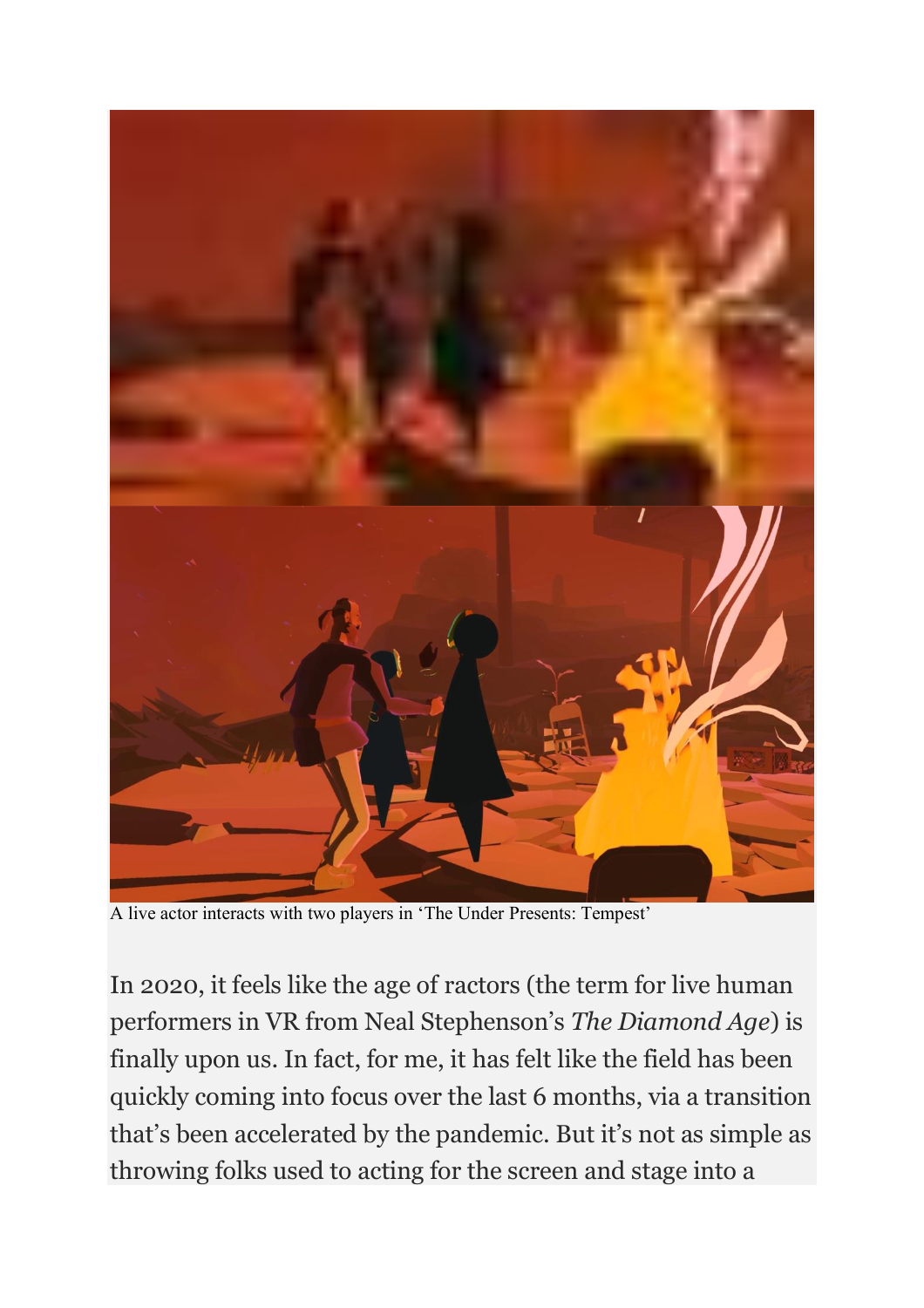A live actor interacts with two players in 'The Under Presents: Tempest'

In 2020, it feels like the age of ractors (the term for live human performers in VR from Neal Stephenson's *The Diamond Age*) is finally upon us. In fact, for me, it has felt like the field has been quickly coming into focus over the last 6 months, via a transition that's been accelerated by the pandemic. But it's not as simple as throwing folks used to acting for the screen and stage into a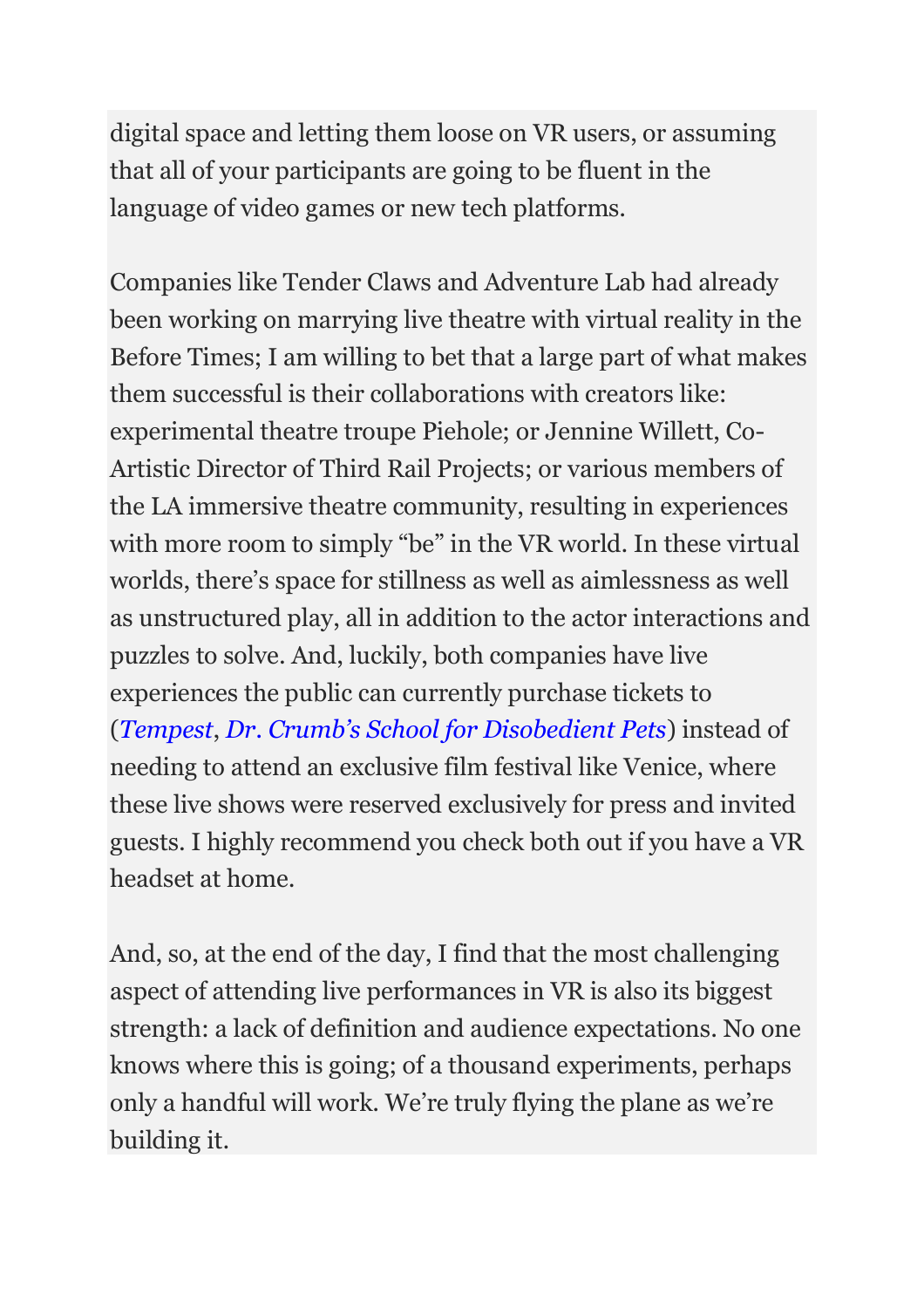digital space and letting them loose on VR users, or assuming that all of your participants are going to be fluent in the language of video games or new tech platforms.

Companies like Tender Claws and Adventure Lab had already been working on marrying live theatre with virtual reality in the Before Times; I am willing to bet that a large part of what makes them successful is their collaborations with creators like: experimental theatre troupe Piehole; or Jennine Willett, Co-Artistic Director of Third Rail Projects; or various members of the LA immersive theatre community, resulting in experiences with more room to simply "be" in the VR world. In these virtual worlds, there's space for stillness as well as aimlessness as well as unstructured play, all in addition to the actor interactions and puzzles to solve. And, luckily, both companies have live experiences the public can currently purchase tickets to (*Tempest*, *Dr. Crumb's School for Disobedient Pets*) instead of needing to attend an exclusive film festival like Venice, where these live shows were reserved exclusively for press and invited guests. I highly recommend you check both out if you have a VR headset at home.

And, so, at the end of the day, I find that the most challenging aspect of attending live performances in VR is also its biggest strength: a lack of definition and audience expectations. No one knows where this is going; of a thousand experiments, perhaps only a handful will work. We're truly flying the plane as we're building it.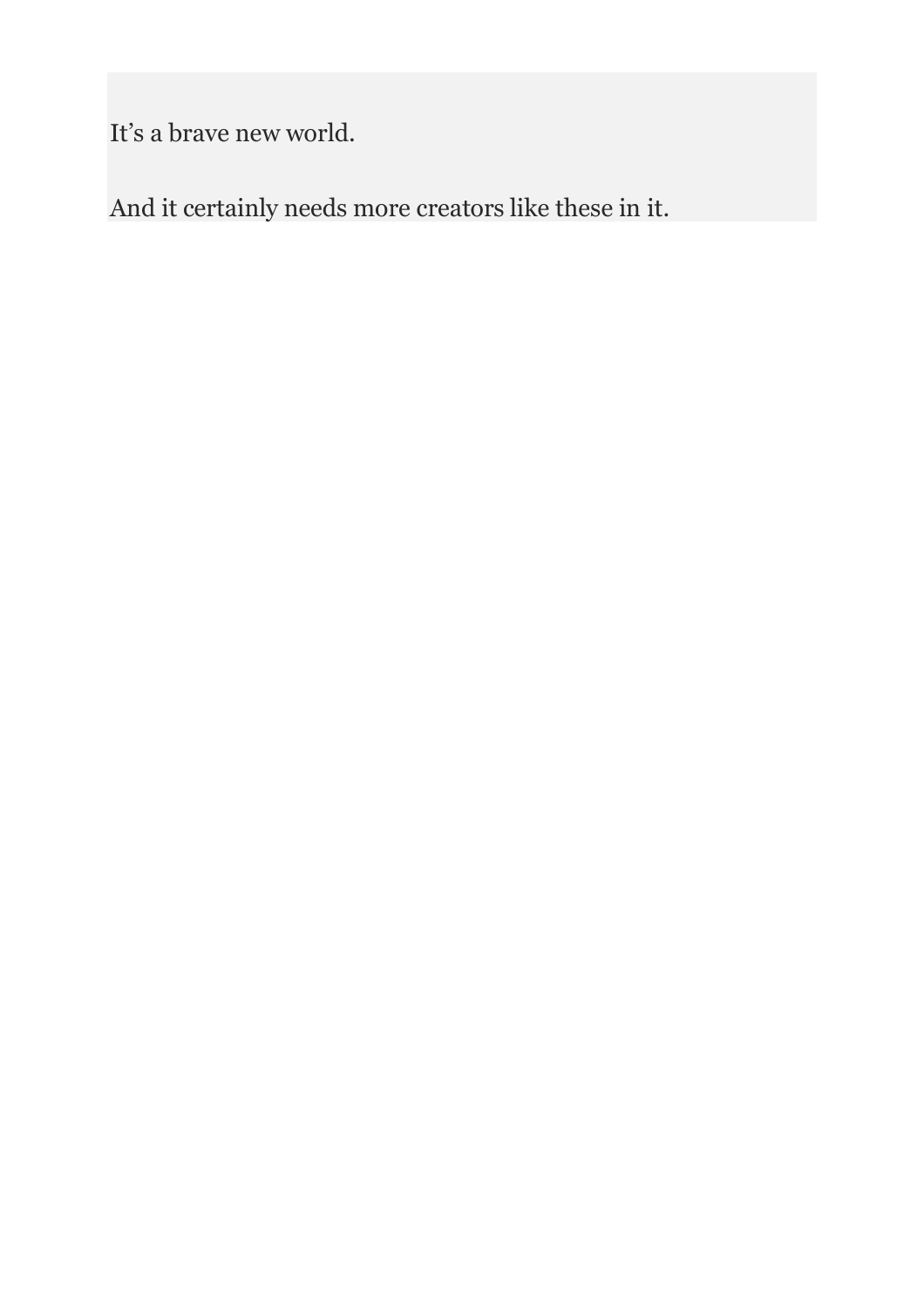It’s a brave new world.

And it certainly needs more creators like these in it.